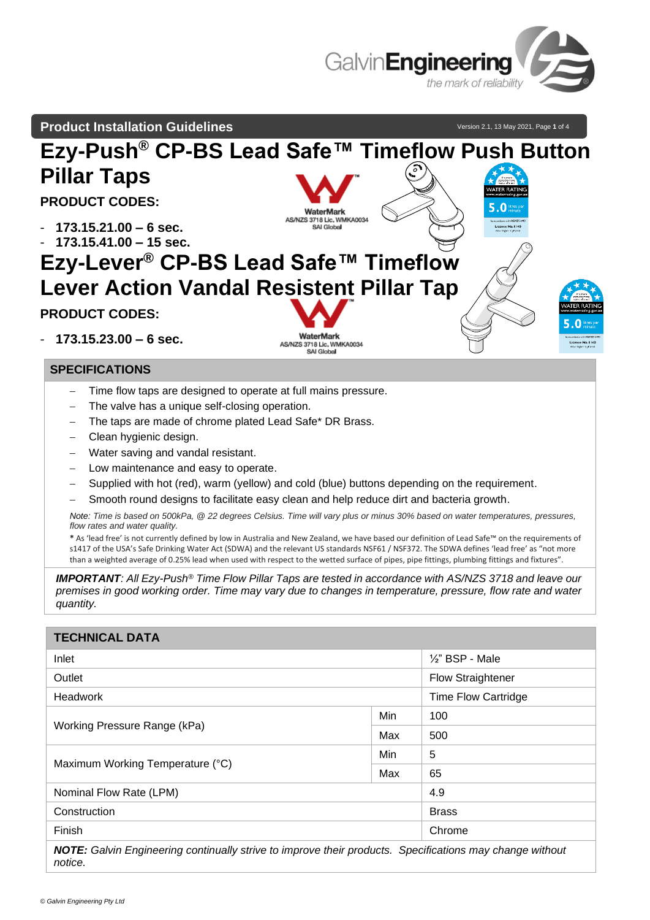# Ezy-Push® CP-BS Lead Safe™ Timeflow Push Button Pillar Taps

**PRODUCT CODES:**

- **173.15.21.00 – 6 sec.**
- **173.15.41.00 – 15 sec.**

# Ezy-Lever® CP-BS Lead Safe™ Timeflow Lever Action Vandal Resistent Pillar Tap

**PRODUCT CODES:**

- **173.15.23.00 – 6 sec.**

## SPECIFICATIONS

- Time flow taps are designed to operate at full mains pressure.
- The valve has a unique self-closing operation.
- The taps are made of chrome plated Lead Safe* DR Brass.
- Clean hygienic design.
- Water saving and vandal resistant.
- Low maintenance and easy to operate.
- Supplied with hot (red), warm (yellow) and cold (blue) buttons depending on the requirement.
- Smooth round designs to facilitate easy clean and help reduce dirt and bacteria growth.

*Note: Time is based on 500kPa, @ 22 degrees Celsius. Time will vary plus or minus 30% based on water temperatures, pressures, flow rates and water quality.*

**\*** As 'lead free' is not currently defined by low in Australia and New Zealand, we have based our definition of Lead Safe™ on the requirements of s1417 of the USA's Safe Drinking Water Act (SDWA) and the relevant US standards NSF61 / NSF372. The SDWA defines 'lead free' as "not more than a weighted average of 0.25% lead when used with respect to the wetted surface of pipes, pipe fittings, plumbing fittings and fixtures".

***IMPORTANT**: All Ezy-Push® Time Flow Pillar Taps are tested in accordance with AS/NZS 3718 and leave our premises in good working order. Time may vary due to changes in temperature, pressure, flow rate and water quantity.*

## TECHNICAL DATA

| | | |
|---|---|---|
| Inlet | | ½" BSP - Male |
| Outlet | | Flow Straightener |
| Headwork | | Time Flow Cartridge |
| Working Pressure Range (kPa) | Min | 100 |
| | Max | 500 |
| Maximum Working Temperature (°C) | Min | 5 |
| | Max | 65 |
| Nominal Flow Rate (LPM) | | 4.9 |
| Construction | | Brass |
| Finish | | Chrome |

***NOTE:** Galvin Engineering continually strive to improve their products. Specifications may change without notice.*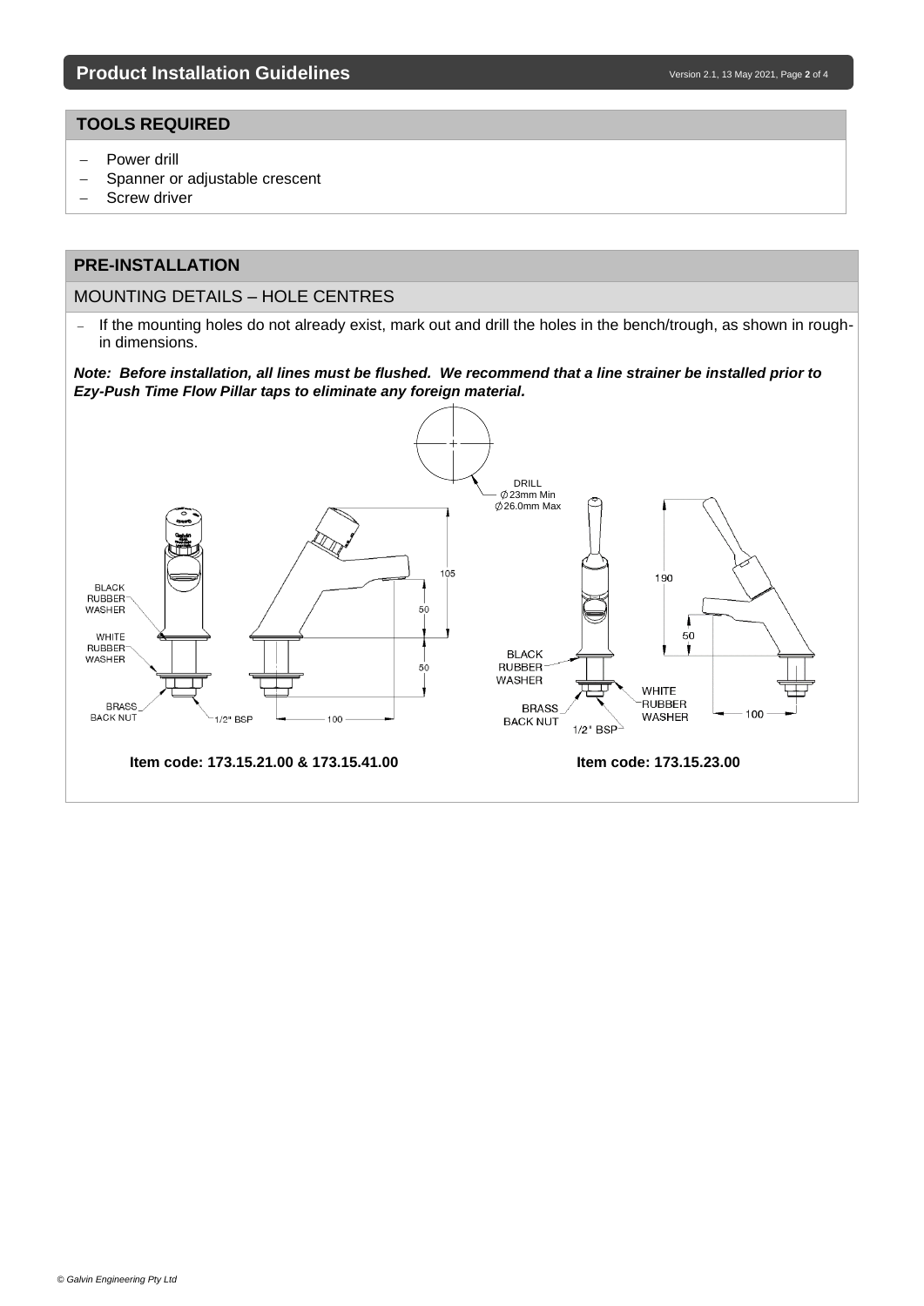## TOOLS REQUIRED

- Power drill
- Spanner or adjustable crescent
- Screw driver

## PRE-INSTALLATION

### MOUNTING DETAILS – HOLE CENTRES

- If the mounting holes do not already exist, mark out and drill the holes in the bench/trough, as shown in rough-in dimensions.

***Note: Before installation, all lines must be flushed. We recommend that a line strainer be installed prior to Ezy-Push Time Flow Pillar taps to eliminate any foreign material.***

DRILL Ø23mm Min Ø26.0mm Max

BLACK RUBBER WASHER

WHITE RUBBER WASHER

BRASS BACK NUT

1/2" BSP

105

50

50

100

190

50

100

**Item code: 173.15.21.00 & 173.15.41.00**

**Item code: 173.15.23.00**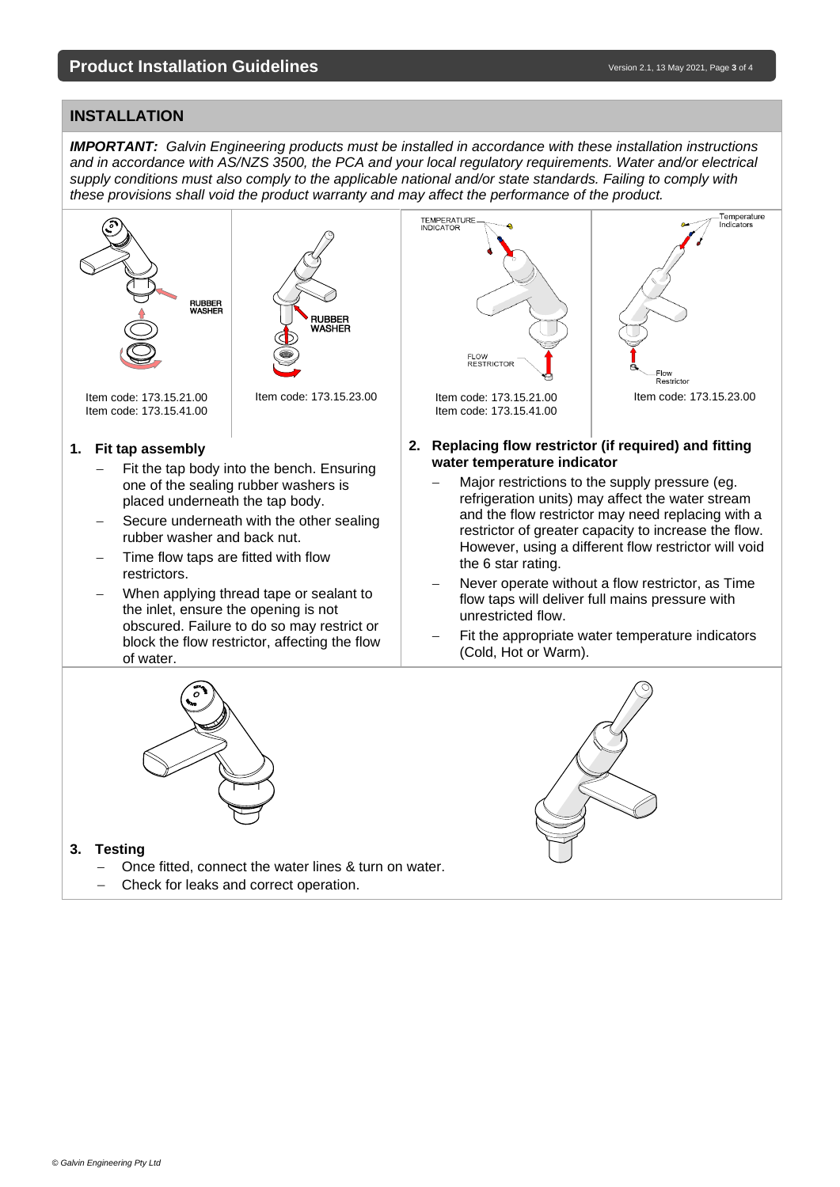## INSTALLATION

***IMPORTANT:*** *Galvin Engineering products must be installed in accordance with these installation instructions and in accordance with AS/NZS 3500, the PCA and your local regulatory requirements. Water and/or electrical supply conditions must also comply to the applicable national and/or state standards. Failing to comply with these provisions shall void the product warranty and may affect the performance of the product.*

RUBBER WASHER

Item code: 173.15.21.00
Item code: 173.15.41.00

RUBBER WASHER

Item code: 173.15.23.00

TEMPERATURE INDICATOR

FLOW RESTRICTOR

Item code: 173.15.21.00
Item code: 173.15.41.00

Temperature Indicators

Flow Restrictor

Item code: 173.15.23.00

**1. Fit tap assembly**

- Fit the tap body into the bench. Ensuring one of the sealing rubber washers is placed underneath the tap body.
- Secure underneath with the other sealing rubber washer and back nut.
- Time flow taps are fitted with flow restrictors.
- When applying thread tape or sealant to the inlet, ensure the opening is not obscured. Failure to do so may restrict or block the flow restrictor, affecting the flow of water.

**2. Replacing flow restrictor (if required) and fitting water temperature indicator**

- Major restrictions to the supply pressure (eg. refrigeration units) may affect the water stream and the flow restrictor may need replacing with a restrictor of greater capacity to increase the flow. However, using a different flow restrictor will void the 6 star rating.
- Never operate without a flow restrictor, as Time flow taps will deliver full mains pressure with unrestricted flow.
- Fit the appropriate water temperature indicators (Cold, Hot or Warm).

**3. Testing**

- Once fitted, connect the water lines & turn on water.
- Check for leaks and correct operation.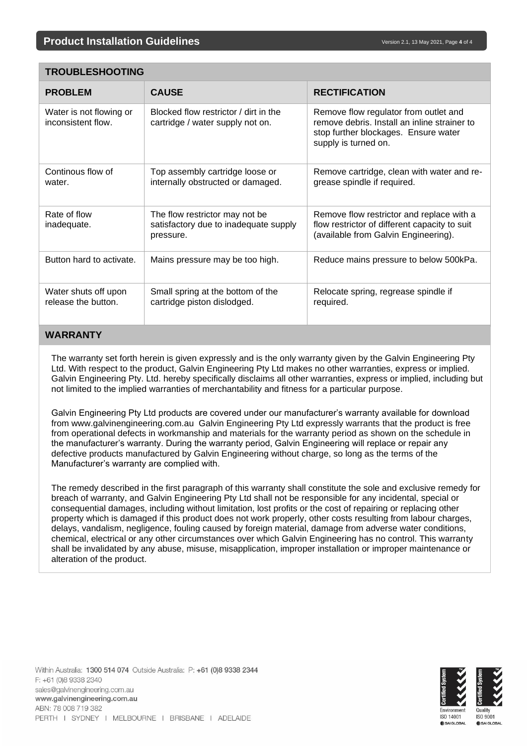## TROUBLESHOOTING

| PROBLEM | CAUSE | RECTIFICATION |
|---|---|---|
| Water is not flowing or inconsistent flow. | Blocked flow restrictor / dirt in the cartridge / water supply not on. | Remove flow regulator from outlet and remove debris. Install an inline strainer to stop further blockages. Ensure water supply is turned on. |
| Continous flow of water. | Top assembly cartridge loose or internally obstructed or damaged. | Remove cartridge, clean with water and re-grease spindle if required. |
| Rate of flow inadequate. | The flow restrictor may not be satisfactory due to inadequate supply pressure. | Remove flow restrictor and replace with a flow restrictor of different capacity to suit (available from Galvin Engineering). |
| Button hard to activate. | Mains pressure may be too high. | Reduce mains pressure to below 500kPa. |
| Water shuts off upon release the button. | Small spring at the bottom of the cartridge piston dislodged. | Relocate spring, regrease spindle if required. |

## WARRANTY

The warranty set forth herein is given expressly and is the only warranty given by the Galvin Engineering Pty Ltd. With respect to the product, Galvin Engineering Pty Ltd makes no other warranties, express or implied. Galvin Engineering Pty. Ltd. hereby specifically disclaims all other warranties, express or implied, including but not limited to the implied warranties of merchantability and fitness for a particular purpose.

Galvin Engineering Pty Ltd products are covered under our manufacturer's warranty available for download from www.galvinengineering.com.au Galvin Engineering Pty Ltd expressly warrants that the product is free from operational defects in workmanship and materials for the warranty period as shown on the schedule in the manufacturer's warranty. During the warranty period, Galvin Engineering will replace or repair any defective products manufactured by Galvin Engineering without charge, so long as the terms of the Manufacturer's warranty are complied with.

The remedy described in the first paragraph of this warranty shall constitute the sole and exclusive remedy for breach of warranty, and Galvin Engineering Pty Ltd shall not be responsible for any incidental, special or consequential damages, including without limitation, lost profits or the cost of repairing or replacing other property which is damaged if this product does not work properly, other costs resulting from labour charges, delays, vandalism, negligence, fouling caused by foreign material, damage from adverse water conditions, chemical, electrical or any other circumstances over which Galvin Engineering has no control. This warranty shall be invalidated by any abuse, misuse, misapplication, improper installation or improper maintenance or alteration of the product.

Within Australia: 1300 514 074 Outside Australia: P: +61 (0)8 9338 2344
F: +61 (0)8 9338 2340
sales@galvinengineering.com.au
www.galvinengineering.com.au
ABN: 78 008 719 382
PERTH | SYDNEY | MELBOURNE | BRISBANE | ADELAIDE

Environment ISO 14001 SAI GLOBAL
Quality ISO 9001 SAI GLOBAL